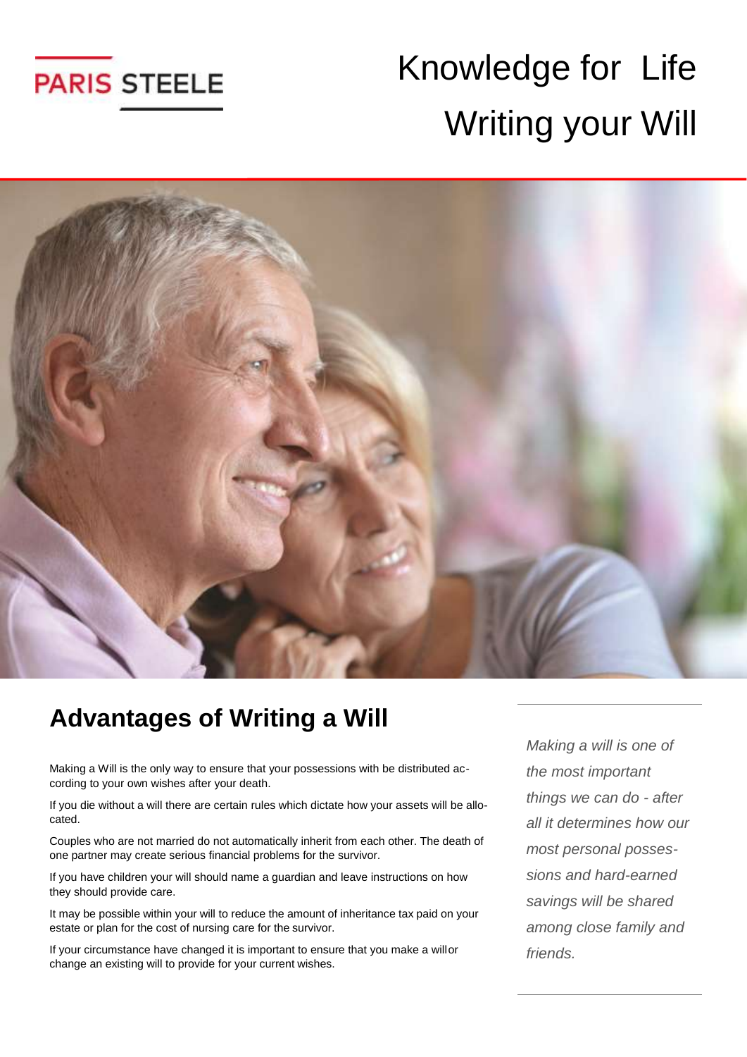PARIS STEELE

# Knowledge for Life
# Writing your Will

## Advantages of Writing a Will

Making a Will is the only way to ensure that your possessions with be distributed according to your own wishes after your death.

If you die without a will there are certain rules which dictate how your assets will be allocated.

Couples who are not married do not automatically inherit from each other. The death of one partner may create serious financial problems for the survivor.

If you have children your will should name a guardian and leave instructions on how they should provide care.

It may be possible within your will to reduce the amount of inheritance tax paid on your estate or plan for the cost of nursing care for the survivor.

If your circumstance have changed it is important to ensure that you make a will or change an existing will to provide for your current wishes.

*Making a will is one of the most important things we can do - after all it determines how our most personal possessions and hard-earned savings will be shared among close family and friends.*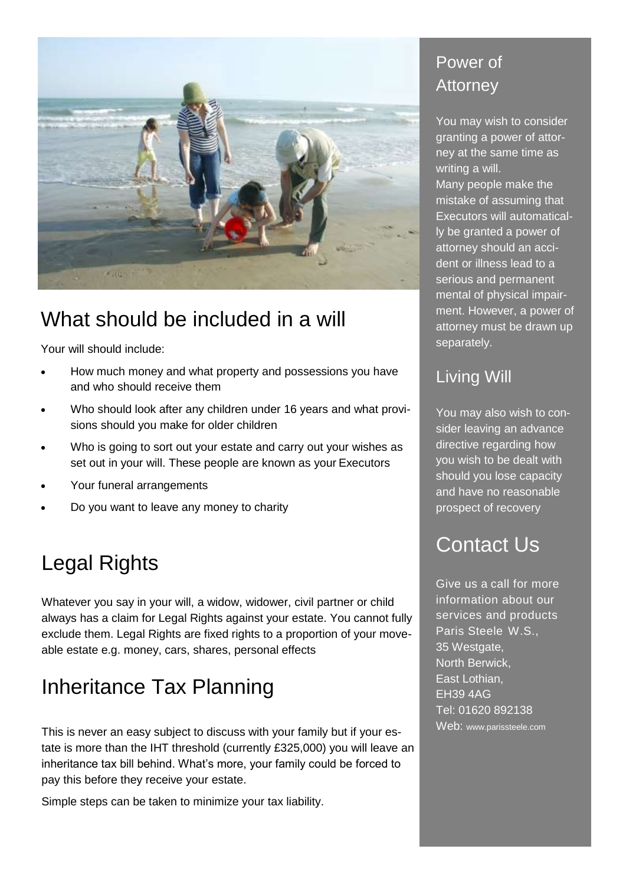## What should be included in a will

Your will should include:

- How much money and what property and possessions you have and who should receive them
- Who should look after any children under 16 years and what provisions should you make for older children
- Who is going to sort out your estate and carry out your wishes as set out in your will. These people are known as your Executors
- Your funeral arrangements
- Do you want to leave any money to charity

## Legal Rights

Whatever you say in your will, a widow, widower, civil partner or child always has a claim for Legal Rights against your estate. You cannot fully exclude them. Legal Rights are fixed rights to a proportion of your moveable estate e.g. money, cars, shares, personal effects

## Inheritance Tax Planning

This is never an easy subject to discuss with your family but if your estate is more than the IHT threshold (currently £325,000) you will leave an inheritance tax bill behind. What's more, your family could be forced to pay this before they receive your estate.

Simple steps can be taken to minimize your tax liability.

### Power of Attorney

You may wish to consider granting a power of attorney at the same time as writing a will.
Many people make the mistake of assuming that Executors will automatically be granted a power of attorney should an accident or illness lead to a serious and permanent mental of physical impairment. However, a power of attorney must be drawn up separately.

### Living Will

You may also wish to consider leaving an advance directive regarding how you wish to be dealt with should you lose capacity and have no reasonable prospect of recovery

## Contact Us

Give us a call for more information about our services and products
Paris Steele W.S.,
35 Westgate,
North Berwick,
East Lothian,
EH39 4AG
Tel: 01620 892138
Web: www.parissteele.com